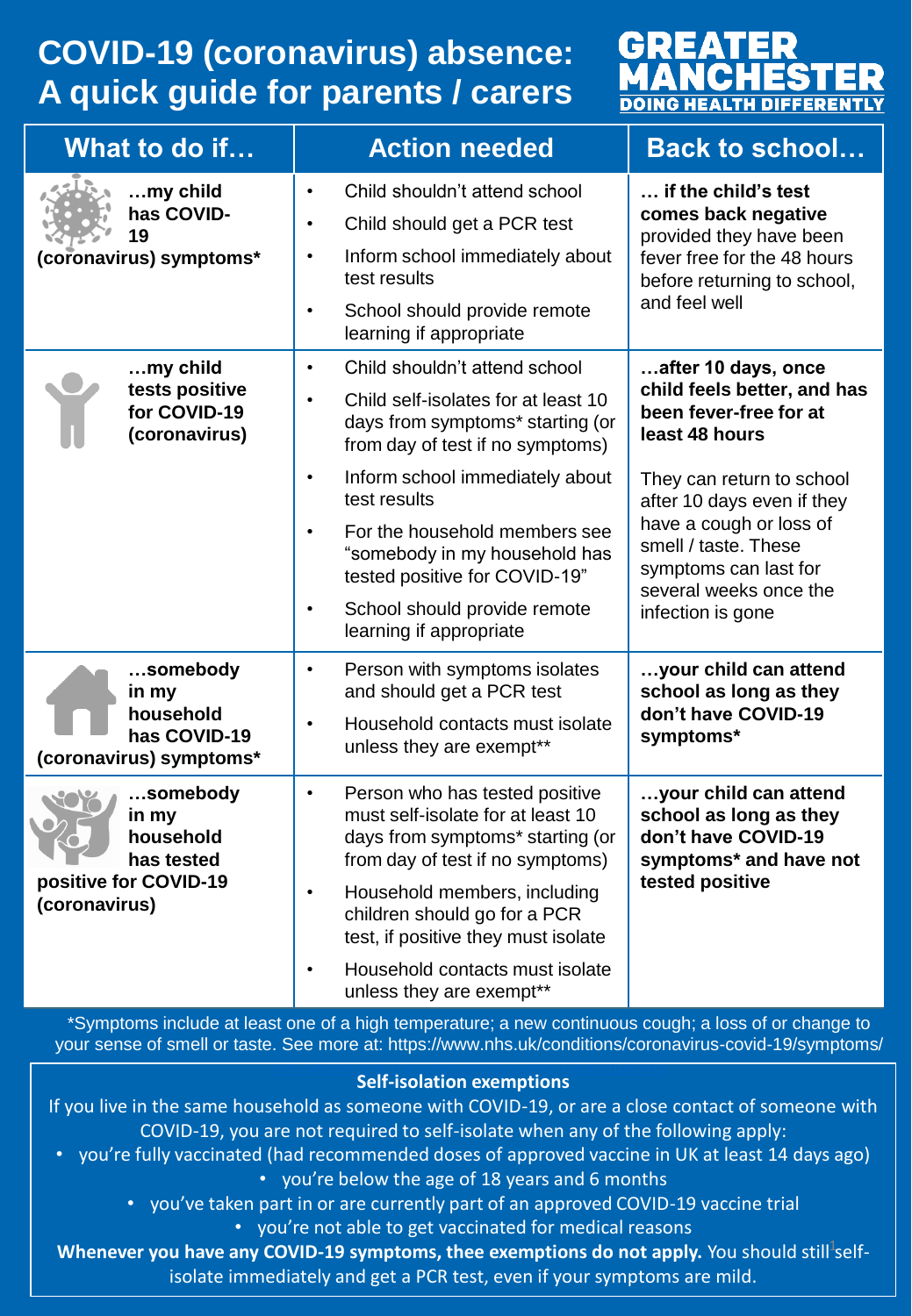# COVID-19 (coronavirus) absence: A quick guide for parents / carers

GREATER MANCHESTER
DOING HEALTH DIFFERENTLY

| What to do if… | Action needed | Back to school… |
| --- | --- | --- |
| …my child has COVID-19 (coronavirus) symptoms* | • Child shouldn't attend school<br>• Child should get a PCR test<br>• Inform school immediately about test results<br>• School should provide remote learning if appropriate | **… if the child's test comes back negative** provided they have been fever free for the 48 hours before returning to school, and feel well |
| …my child tests positive for COVID-19 (coronavirus) | • Child shouldn't attend school<br>• Child self-isolates for at least 10 days from symptoms* starting (or from day of test if no symptoms)<br>• Inform school immediately about test results<br>• For the household members see "somebody in my household has tested positive for COVID-19"<br>• School should provide remote learning if appropriate | **…after 10 days, once child feels better, and has been fever-free for at least 48 hours**<br><br>They can return to school after 10 days even if they have a cough or loss of smell / taste. These symptoms can last for several weeks once the infection is gone |
| …somebody in my household has COVID-19 (coronavirus) symptoms* | • Person with symptoms isolates and should get a PCR test<br>• Household contacts must isolate unless they are exempt** | **…your child can attend school as long as they don't have COVID-19 symptoms*** |
| …somebody in my household has tested positive for COVID-19 (coronavirus) | • Person who has tested positive must self-isolate for at least 10 days from symptoms* starting (or from day of test if no symptoms)<br>• Household members, including children should go for a PCR test, if positive they must isolate<br>• Household contacts must isolate unless they are exempt** | **…your child can attend school as long as they don't have COVID-19 symptoms* and have not tested positive** |

*Symptoms include at least one of a high temperature; a new continuous cough; a loss of or change to your sense of smell or taste. See more at: https://www.nhs.uk/conditions/coronavirus-covid-19/symptoms/

**Self-isolation exemptions**

If you live in the same household as someone with COVID-19, or are a close contact of someone with COVID-19, you are not required to self-isolate when any of the following apply:

- you're fully vaccinated (had recommended doses of approved vaccine in UK at least 14 days ago)
- you're below the age of 18 years and 6 months
- you've taken part in or are currently part of an approved COVID-19 vaccine trial
- you're not able to get vaccinated for medical reasons

**Whenever you have any COVID-19 symptoms, thee exemptions do not apply.** You should still self-isolate immediately and get a PCR test, even if your symptoms are mild.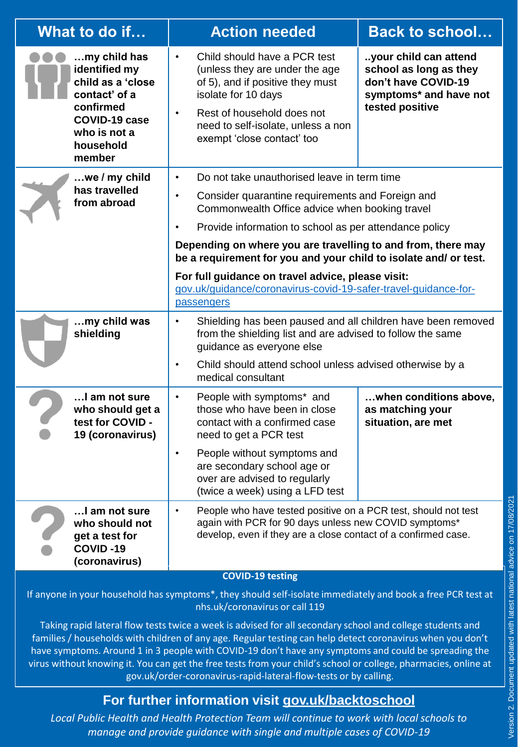| What to do if… | Action needed | Back to school… |
|---|---|---|
| **…my child has identified my child as a 'close contact' of a confirmed COVID-19 case who is not a household member** | • Child should have a PCR test (unless they are under the age of 5), and if positive they must isolate for 10 days<br>• Rest of household does not need to self-isolate, unless a non exempt 'close contact' too | **..your child can attend school as long as they don't have COVID-19 symptoms* and have not tested positive** |
| **…we / my child has travelled from abroad** | • Do not take unauthorised leave in term time<br>• Consider quarantine requirements and Foreign and Commonwealth Office advice when booking travel<br>• Provide information to school as per attendance policy<br>**Depending on where you are travelling to and from, there may be a requirement for you and your child to isolate and/ or test.**<br>**For full guidance on travel advice, please visit:** gov.uk/guidance/coronavirus-covid-19-safer-travel-guidance-for-passengers | |
| **…my child was shielding** | • Shielding has been paused and all children have been removed from the shielding list and are advised to follow the same guidance as everyone else<br>• Child should attend school unless advised otherwise by a medical consultant | |
| **…I am not sure who should get a test for COVID - 19 (coronavirus)** | • People with symptoms* and those who have been in close contact with a confirmed case need to get a PCR test<br>• People without symptoms and are secondary school age or over are advised to regularly (twice a week) using a LFD test | **…when conditions above, as matching your situation, are met** |
| **…I am not sure who should not get a test for COVID -19 (coronavirus)** | • People who have tested positive on a PCR test, should not test again with PCR for 90 days unless new COVID symptoms* develop, even if they are a close contact of a confirmed case. | |

**COVID-19 testing**

If anyone in your household has symptoms*, they should self-isolate immediately and book a free PCR test at nhs.uk/coronavirus or call 119

Taking rapid lateral flow tests twice a week is advised for all secondary school and college students and families / households with children of any age. Regular testing can help detect coronavirus when you don't have symptoms. Around 1 in 3 people with COVID-19 don't have any symptoms and could be spreading the virus without knowing it. You can get the free tests from your child's school or college, pharmacies, online at gov.uk/order-coronavirus-rapid-lateral-flow-tests or by calling.

## For further information visit gov.uk/backtoschool

*Local Public Health and Health Protection Team will continue to work with local schools to manage and provide guidance with single and multiple cases of COVID-19*

Version 2. Document updated with latest national advice on 17/08/2021